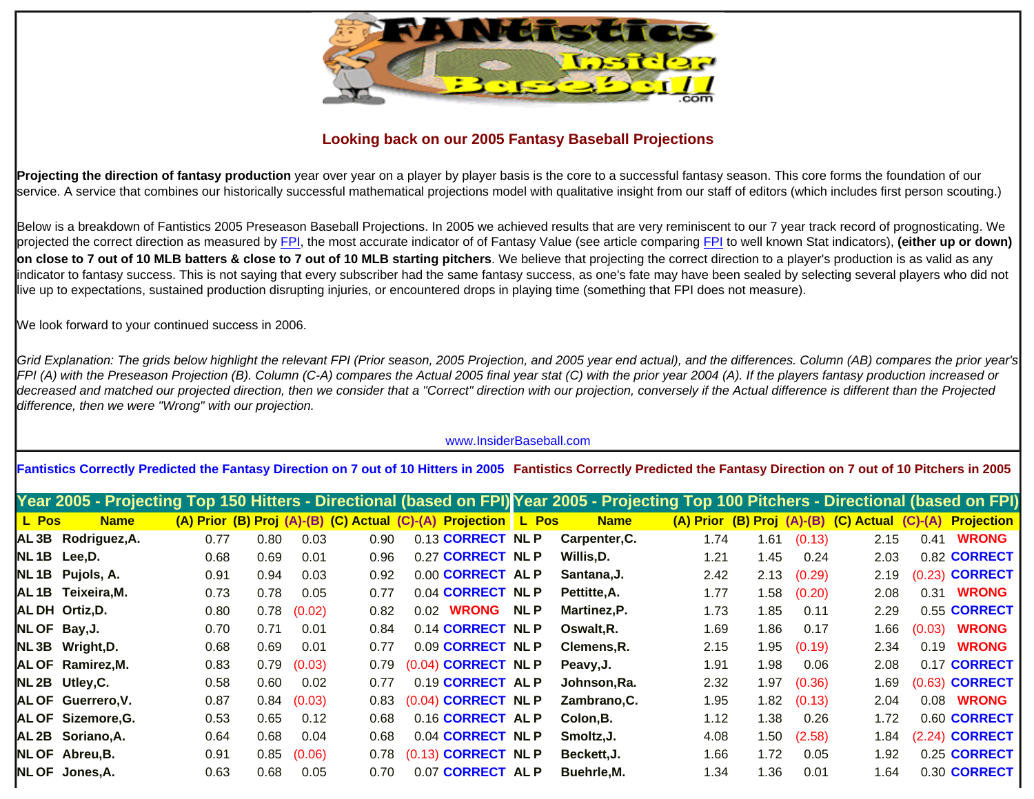## Looking back on our 2005 Fantasy Baseball Projections

**Projecting the direction of fantasy production** year over year on a player by player basis is the core to a successful fantasy season. This core forms the foundation of our service. A service that combines our historically successful mathematical projections model with qualitative insight from our staff of editors (which includes first person scouting.)

Below is a breakdown of Fantistics 2005 Preseason Baseball Projections. In 2005 we achieved results that are very reminiscent to our 7 year track record of prognosticating. We projected the correct direction as measured by FPI, the most accurate indicator of of Fantasy Value (see article comparing FPI to well known Stat indicators), **(either up or down) on close to 7 out of 10 MLB batters & close to 7 out of 10 MLB starting pitchers**. We believe that projecting the correct direction to a player's production is as valid as any indicator to fantasy success. This is not saying that every subscriber had the same fantasy success, as one's fate may have been sealed by selecting several players who did not live up to expectations, sustained production disrupting injuries, or encountered drops in playing time (something that FPI does not measure).

We look forward to your continued success in 2006.

*Grid Explanation: The grids below highlight the relevant FPI (Prior season, 2005 Projection, and 2005 year end actual), and the differences. Column (AB) compares the prior year's FPI (A) with the Preseason Projection (B). Column (C-A) compares the Actual 2005 final year stat (C) with the prior year 2004 (A). If the players fantasy production increased or decreased and matched our projected direction, then we consider that a "Correct" direction with our projection, conversely if the Actual difference is different than the Projected difference, then we were "Wrong" with our projection.*

www.InsiderBaseball.com

**Fantistics Correctly Predicted the Fantasy Direction on 7 out of 10 Hitters in 2005**

### Year 2005 - Projecting Top 150 Hitters - Directional (based on FPI)

| L | Pos | Name | (A) Prior | (B) Proj | (A)-(B) | (C) Actual | (C)-(A) | Projection |
|---|---|---|---|---|---|---|---|---|
| AL | 3B | Rodriguez,A. | 0.77 | 0.80 | 0.03 | 0.90 | 0.13 | CORRECT |
| NL | 1B | Lee,D. | 0.68 | 0.69 | 0.01 | 0.96 | 0.27 | CORRECT |
| NL | 1B | Pujols, A. | 0.91 | 0.94 | 0.03 | 0.92 | 0.00 | CORRECT |
| AL | 1B | Teixeira,M. | 0.73 | 0.78 | 0.05 | 0.77 | 0.04 | CORRECT |
| AL | DH | Ortiz,D. | 0.80 | 0.78 | (0.02) | 0.82 | 0.02 | WRONG |
| NL | OF | Bay,J. | 0.70 | 0.71 | 0.01 | 0.84 | 0.14 | CORRECT |
| NL | 3B | Wright,D. | 0.68 | 0.69 | 0.01 | 0.77 | 0.09 | CORRECT |
| AL | OF | Ramirez,M. | 0.83 | 0.79 | (0.03) | 0.79 | (0.04) | CORRECT |
| NL | 2B | Utley,C. | 0.58 | 0.60 | 0.02 | 0.77 | 0.19 | CORRECT |
| AL | OF | Guerrero,V. | 0.87 | 0.84 | (0.03) | 0.83 | (0.04) | CORRECT |
| AL | OF | Sizemore,G. | 0.53 | 0.65 | 0.12 | 0.68 | 0.16 | CORRECT |
| AL | 2B | Soriano,A. | 0.64 | 0.68 | 0.04 | 0.68 | 0.04 | CORRECT |
| NL | OF | Abreu,B. | 0.91 | 0.85 | (0.06) | 0.78 | (0.13) | CORRECT |
| NL | OF | Jones,A. | 0.63 | 0.68 | 0.05 | 0.70 | 0.07 | CORRECT |

**Fantistics Correctly Predicted the Fantasy Direction on 7 out of 10 Pitchers in 2005**

### Year 2005 - Projecting Top 100 Pitchers - Directional (based on FPI)

| L | Pos | Name | (A) Prior | (B) Proj | (A)-(B) | (C) Actual | (C)-(A) | Projection |
|---|---|---|---|---|---|---|---|---|
| NL | P | Carpenter,C. | 1.74 | 1.61 | (0.13) | 2.15 | 0.41 | WRONG |
| NL | P | Willis,D. | 1.21 | 1.45 | 0.24 | 2.03 | 0.82 | CORRECT |
| AL | P | Santana,J. | 2.42 | 2.13 | (0.29) | 2.19 | (0.23) | CORRECT |
| NL | P | Pettitte,A. | 1.77 | 1.58 | (0.20) | 2.08 | 0.31 | WRONG |
| NL | P | Martinez,P. | 1.73 | 1.85 | 0.11 | 2.29 | 0.55 | CORRECT |
| NL | P | Oswalt,R. | 1.69 | 1.86 | 0.17 | 1.66 | (0.03) | WRONG |
| NL | P | Clemens,R. | 2.15 | 1.95 | (0.19) | 2.34 | 0.19 | WRONG |
| NL | P | Peavy,J. | 1.91 | 1.98 | 0.06 | 2.08 | 0.17 | CORRECT |
| AL | P | Johnson,Ra. | 2.32 | 1.97 | (0.36) | 1.69 | (0.63) | CORRECT |
| NL | P | Zambrano,C. | 1.95 | 1.82 | (0.13) | 2.04 | 0.08 | WRONG |
| AL | P | Colon,B. | 1.12 | 1.38 | 0.26 | 1.72 | 0.60 | CORRECT |
| NL | P | Smoltz,J. | 4.08 | 1.50 | (2.58) | 1.84 | (2.24) | CORRECT |
| NL | P | Beckett,J. | 1.66 | 1.72 | 0.05 | 1.92 | 0.25 | CORRECT |
| AL | P | Buehrle,M. | 1.34 | 1.36 | 0.01 | 1.64 | 0.30 | CORRECT |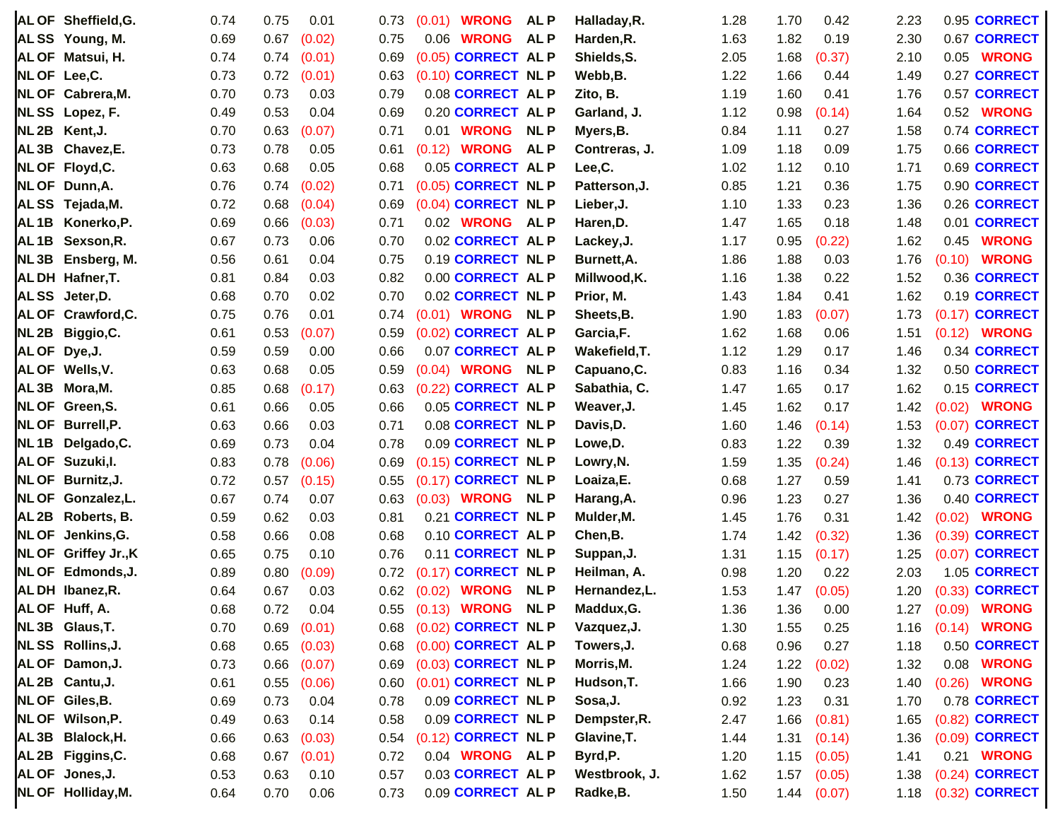| | | | | | | | | | | | | | | | |
|---|---|---|---|---|---|---|---|---|---|---|---|---|---|---|---|
| AL OF | Sheffield,G. | 0.74 | 0.75 | 0.01 | 0.73 | (0.01) | WRONG | AL P | Halladay,R. | 1.28 | 1.70 | 0.42 | 2.23 | 0.95 | CORRECT |
| AL SS | Young, M. | 0.69 | 0.67 | (0.02) | 0.75 | 0.06 | WRONG | AL P | Harden,R. | 1.63 | 1.82 | 0.19 | 2.30 | 0.67 | CORRECT |
| AL OF | Matsui, H. | 0.74 | 0.74 | (0.01) | 0.69 | (0.05) | CORRECT | AL P | Shields,S. | 2.05 | 1.68 | (0.37) | 2.10 | 0.05 | WRONG |
| NL OF | Lee,C. | 0.73 | 0.72 | (0.01) | 0.63 | (0.10) | CORRECT | NL P | Webb,B. | 1.22 | 1.66 | 0.44 | 1.49 | 0.27 | CORRECT |
| NL OF | Cabrera,M. | 0.70 | 0.73 | 0.03 | 0.79 | 0.08 | CORRECT | AL P | Zito, B. | 1.19 | 1.60 | 0.41 | 1.76 | 0.57 | CORRECT |
| NL SS | Lopez, F. | 0.49 | 0.53 | 0.04 | 0.69 | 0.20 | CORRECT | AL P | Garland, J. | 1.12 | 0.98 | (0.14) | 1.64 | 0.52 | WRONG |
| NL 2B | Kent,J. | 0.70 | 0.63 | (0.07) | 0.71 | 0.01 | WRONG | NL P | Myers,B. | 0.84 | 1.11 | 0.27 | 1.58 | 0.74 | CORRECT |
| AL 3B | Chavez,E. | 0.73 | 0.78 | 0.05 | 0.61 | (0.12) | WRONG | AL P | Contreras, J. | 1.09 | 1.18 | 0.09 | 1.75 | 0.66 | CORRECT |
| NL OF | Floyd,C. | 0.63 | 0.68 | 0.05 | 0.68 | 0.05 | CORRECT | AL P | Lee,C. | 1.02 | 1.12 | 0.10 | 1.71 | 0.69 | CORRECT |
| NL OF | Dunn,A. | 0.76 | 0.74 | (0.02) | 0.71 | (0.05) | CORRECT | NL P | Patterson,J. | 0.85 | 1.21 | 0.36 | 1.75 | 0.90 | CORRECT |
| AL SS | Tejada,M. | 0.72 | 0.68 | (0.04) | 0.69 | (0.04) | CORRECT | NL P | Lieber,J. | 1.10 | 1.33 | 0.23 | 1.36 | 0.26 | CORRECT |
| AL 1B | Konerko,P. | 0.69 | 0.66 | (0.03) | 0.71 | 0.02 | WRONG | AL P | Haren,D. | 1.47 | 1.65 | 0.18 | 1.48 | 0.01 | CORRECT |
| AL 1B | Sexson,R. | 0.67 | 0.73 | 0.06 | 0.70 | 0.02 | CORRECT | AL P | Lackey,J. | 1.17 | 0.95 | (0.22) | 1.62 | 0.45 | WRONG |
| NL 3B | Ensberg, M. | 0.56 | 0.61 | 0.04 | 0.75 | 0.19 | CORRECT | NL P | Burnett,A. | 1.86 | 1.88 | 0.03 | 1.76 | (0.10) | WRONG |
| AL DH | Hafner,T. | 0.81 | 0.84 | 0.03 | 0.82 | 0.00 | CORRECT | AL P | Millwood,K. | 1.16 | 1.38 | 0.22 | 1.52 | 0.36 | CORRECT |
| AL SS | Jeter,D. | 0.68 | 0.70 | 0.02 | 0.70 | 0.02 | CORRECT | NL P | Prior, M. | 1.43 | 1.84 | 0.41 | 1.62 | 0.19 | CORRECT |
| AL OF | Crawford,C. | 0.75 | 0.76 | 0.01 | 0.74 | (0.01) | WRONG | NL P | Sheets,B. | 1.90 | 1.83 | (0.07) | 1.73 | (0.17) | CORRECT |
| NL 2B | Biggio,C. | 0.61 | 0.53 | (0.07) | 0.59 | (0.02) | CORRECT | AL P | Garcia,F. | 1.62 | 1.68 | 0.06 | 1.51 | (0.12) | WRONG |
| AL OF | Dye,J. | 0.59 | 0.59 | 0.00 | 0.66 | 0.07 | CORRECT | AL P | Wakefield,T. | 1.12 | 1.29 | 0.17 | 1.46 | 0.34 | CORRECT |
| AL OF | Wells,V. | 0.63 | 0.68 | 0.05 | 0.59 | (0.04) | WRONG | NL P | Capuano,C. | 0.83 | 1.16 | 0.34 | 1.32 | 0.50 | CORRECT |
| AL 3B | Mora,M. | 0.85 | 0.68 | (0.17) | 0.63 | (0.22) | CORRECT | AL P | Sabathia, C. | 1.47 | 1.65 | 0.17 | 1.62 | 0.15 | CORRECT |
| NL OF | Green,S. | 0.61 | 0.66 | 0.05 | 0.66 | 0.05 | CORRECT | NL P | Weaver,J. | 1.45 | 1.62 | 0.17 | 1.42 | (0.02) | WRONG |
| NL OF | Burrell,P. | 0.63 | 0.66 | 0.03 | 0.71 | 0.08 | CORRECT | NL P | Davis,D. | 1.60 | 1.46 | (0.14) | 1.53 | (0.07) | CORRECT |
| NL 1B | Delgado,C. | 0.69 | 0.73 | 0.04 | 0.78 | 0.09 | CORRECT | NL P | Lowe,D. | 0.83 | 1.22 | 0.39 | 1.32 | 0.49 | CORRECT |
| AL OF | Suzuki,I. | 0.83 | 0.78 | (0.06) | 0.69 | (0.15) | CORRECT | NL P | Lowry,N. | 1.59 | 1.35 | (0.24) | 1.46 | (0.13) | CORRECT |
| NL OF | Burnitz,J. | 0.72 | 0.57 | (0.15) | 0.55 | (0.17) | CORRECT | NL P | Loaiza,E. | 0.68 | 1.27 | 0.59 | 1.41 | 0.73 | CORRECT |
| NL OF | Gonzalez,L. | 0.67 | 0.74 | 0.07 | 0.63 | (0.03) | WRONG | NL P | Harang,A. | 0.96 | 1.23 | 0.27 | 1.36 | 0.40 | CORRECT |
| AL 2B | Roberts, B. | 0.59 | 0.62 | 0.03 | 0.81 | 0.21 | CORRECT | NL P | Mulder,M. | 1.45 | 1.76 | 0.31 | 1.42 | (0.02) | WRONG |
| NL OF | Jenkins,G. | 0.58 | 0.66 | 0.08 | 0.68 | 0.10 | CORRECT | AL P | Chen,B. | 1.74 | 1.42 | (0.32) | 1.36 | (0.39) | CORRECT |
| NL OF | Griffey Jr.,K | 0.65 | 0.75 | 0.10 | 0.76 | 0.11 | CORRECT | NL P | Suppan,J. | 1.31 | 1.15 | (0.17) | 1.25 | (0.07) | CORRECT |
| NL OF | Edmonds,J. | 0.89 | 0.80 | (0.09) | 0.72 | (0.17) | CORRECT | NL P | Heilman, A. | 0.98 | 1.20 | 0.22 | 2.03 | 1.05 | CORRECT |
| AL DH | Ibanez,R. | 0.64 | 0.67 | 0.03 | 0.62 | (0.02) | WRONG | NL P | Hernandez,L. | 1.53 | 1.47 | (0.05) | 1.20 | (0.33) | CORRECT |
| AL OF | Huff, A. | 0.68 | 0.72 | 0.04 | 0.55 | (0.13) | WRONG | NL P | Maddux,G. | 1.36 | 1.36 | 0.00 | 1.27 | (0.09) | WRONG |
| NL 3B | Glaus,T. | 0.70 | 0.69 | (0.01) | 0.68 | (0.02) | CORRECT | NL P | Vazquez,J. | 1.30 | 1.55 | 0.25 | 1.16 | (0.14) | WRONG |
| NL SS | Rollins,J. | 0.68 | 0.65 | (0.03) | 0.68 | (0.00) | CORRECT | AL P | Towers,J. | 0.68 | 0.96 | 0.27 | 1.18 | 0.50 | CORRECT |
| AL OF | Damon,J. | 0.73 | 0.66 | (0.07) | 0.69 | (0.03) | CORRECT | NL P | Morris,M. | 1.24 | 1.22 | (0.02) | 1.32 | 0.08 | WRONG |
| AL 2B | Cantu,J. | 0.61 | 0.55 | (0.06) | 0.60 | (0.01) | CORRECT | NL P | Hudson,T. | 1.66 | 1.90 | 0.23 | 1.40 | (0.26) | WRONG |
| NL OF | Giles,B. | 0.69 | 0.73 | 0.04 | 0.78 | 0.09 | CORRECT | NL P | Sosa,J. | 0.92 | 1.23 | 0.31 | 1.70 | 0.78 | CORRECT |
| NL OF | Wilson,P. | 0.49 | 0.63 | 0.14 | 0.58 | 0.09 | CORRECT | NL P | Dempster,R. | 2.47 | 1.66 | (0.81) | 1.65 | (0.82) | CORRECT |
| AL 3B | Blalock,H. | 0.66 | 0.63 | (0.03) | 0.54 | (0.12) | CORRECT | NL P | Glavine,T. | 1.44 | 1.31 | (0.14) | 1.36 | (0.09) | CORRECT |
| AL 2B | Figgins,C. | 0.68 | 0.67 | (0.01) | 0.72 | 0.04 | WRONG | AL P | Byrd,P. | 1.20 | 1.15 | (0.05) | 1.41 | 0.21 | WRONG |
| AL OF | Jones,J. | 0.53 | 0.63 | 0.10 | 0.57 | 0.03 | CORRECT | AL P | Westbrook, J. | 1.62 | 1.57 | (0.05) | 1.38 | (0.24) | CORRECT |
| NL OF | Holliday,M. | 0.64 | 0.70 | 0.06 | 0.73 | 0.09 | CORRECT | AL P | Radke,B. | 1.50 | 1.44 | (0.07) | 1.18 | (0.32) | CORRECT |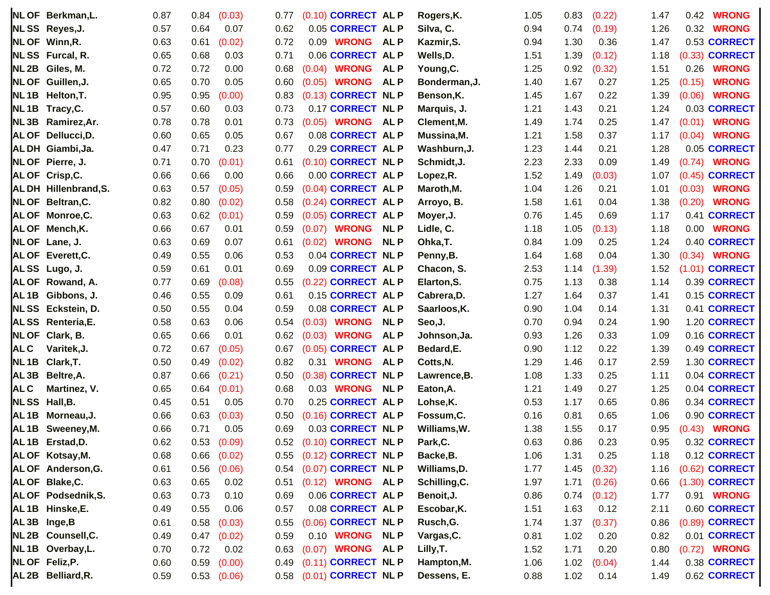| | | | | | | | | | | | | | | |
|---|---|---|---|---|---|---|---|---|---|---|---|---|---|---|
| NL OF | Berkman,L. | 0.87 | 0.84 | (0.03) | 0.77 | (0.10) | CORRECT | AL P | Rogers,K. | 1.05 | 0.83 | (0.22) | 1.47 | 0.42 | WRONG |
| NL SS | Reyes,J. | 0.57 | 0.64 | 0.07 | 0.62 | 0.05 | CORRECT | AL P | Silva, C. | 0.94 | 0.74 | (0.19) | 1.26 | 0.32 | WRONG |
| NL OF | Winn,R. | 0.63 | 0.61 | (0.02) | 0.72 | 0.09 | WRONG | AL P | Kazmir,S. | 0.94 | 1.30 | 0.36 | 1.47 | 0.53 | CORRECT |
| NL SS | Furcal, R. | 0.65 | 0.68 | 0.03 | 0.71 | 0.06 | CORRECT | AL P | Wells,D. | 1.51 | 1.39 | (0.12) | 1.18 | (0.33) | CORRECT |
| NL 2B | Giles, M. | 0.72 | 0.72 | 0.00 | 0.68 | (0.04) | WRONG | AL P | Young,C. | 1.25 | 0.92 | (0.32) | 1.51 | 0.26 | WRONG |
| NL OF | Guillen,J. | 0.65 | 0.70 | 0.05 | 0.60 | (0.05) | WRONG | AL P | Bonderman,J. | 1.40 | 1.67 | 0.27 | 1.25 | (0.15) | WRONG |
| NL 1B | Helton,T. | 0.95 | 0.95 | (0.00) | 0.83 | (0.13) | CORRECT | NL P | Benson,K. | 1.45 | 1.67 | 0.22 | 1.39 | (0.06) | WRONG |
| NL 1B | Tracy,C. | 0.57 | 0.60 | 0.03 | 0.73 | 0.17 | CORRECT | NL P | Marquis, J. | 1.21 | 1.43 | 0.21 | 1.24 | 0.03 | CORRECT |
| NL 3B | Ramirez,Ar. | 0.78 | 0.78 | 0.01 | 0.73 | (0.05) | WRONG | AL P | Clement,M. | 1.49 | 1.74 | 0.25 | 1.47 | (0.01) | WRONG |
| AL OF | Dellucci,D. | 0.60 | 0.65 | 0.05 | 0.67 | 0.08 | CORRECT | AL P | Mussina,M. | 1.21 | 1.58 | 0.37 | 1.17 | (0.04) | WRONG |
| AL DH | Giambi,Ja. | 0.47 | 0.71 | 0.23 | 0.77 | 0.29 | CORRECT | AL P | Washburn,J. | 1.23 | 1.44 | 0.21 | 1.28 | 0.05 | CORRECT |
| NL OF | Pierre, J. | 0.71 | 0.70 | (0.01) | 0.61 | (0.10) | CORRECT | NL P | Schmidt,J. | 2.23 | 2.33 | 0.09 | 1.49 | (0.74) | WRONG |
| AL OF | Crisp,C. | 0.66 | 0.66 | 0.00 | 0.66 | 0.00 | CORRECT | AL P | Lopez,R. | 1.52 | 1.49 | (0.03) | 1.07 | (0.45) | CORRECT |
| AL DH | Hillenbrand,S. | 0.63 | 0.57 | (0.05) | 0.59 | (0.04) | CORRECT | AL P | Maroth,M. | 1.04 | 1.26 | 0.21 | 1.01 | (0.03) | WRONG |
| NL OF | Beltran,C. | 0.82 | 0.80 | (0.02) | 0.58 | (0.24) | CORRECT | AL P | Arroyo, B. | 1.58 | 1.61 | 0.04 | 1.38 | (0.20) | WRONG |
| AL OF | Monroe,C. | 0.63 | 0.62 | (0.01) | 0.59 | (0.05) | CORRECT | AL P | Moyer,J. | 0.76 | 1.45 | 0.69 | 1.17 | 0.41 | CORRECT |
| AL OF | Mench,K. | 0.66 | 0.67 | 0.01 | 0.59 | (0.07) | WRONG | NL P | Lidle, C. | 1.18 | 1.05 | (0.13) | 1.18 | 0.00 | WRONG |
| NL OF | Lane, J. | 0.63 | 0.69 | 0.07 | 0.61 | (0.02) | WRONG | NL P | Ohka,T. | 0.84 | 1.09 | 0.25 | 1.24 | 0.40 | CORRECT |
| AL OF | Everett,C. | 0.49 | 0.55 | 0.06 | 0.53 | 0.04 | CORRECT | NL P | Penny,B. | 1.64 | 1.68 | 0.04 | 1.30 | (0.34) | WRONG |
| AL SS | Lugo, J. | 0.59 | 0.61 | 0.01 | 0.69 | 0.09 | CORRECT | AL P | Chacon, S. | 2.53 | 1.14 | (1.39) | 1.52 | (1.01) | CORRECT |
| AL OF | Rowand, A. | 0.77 | 0.69 | (0.08) | 0.55 | (0.22) | CORRECT | AL P | Elarton,S. | 0.75 | 1.13 | 0.38 | 1.14 | 0.39 | CORRECT |
| AL 1B | Gibbons, J. | 0.46 | 0.55 | 0.09 | 0.61 | 0.15 | CORRECT | AL P | Cabrera,D. | 1.27 | 1.64 | 0.37 | 1.41 | 0.15 | CORRECT |
| NL SS | Eckstein, D. | 0.50 | 0.55 | 0.04 | 0.59 | 0.08 | CORRECT | AL P | Saarloos,K. | 0.90 | 1.04 | 0.14 | 1.31 | 0.41 | CORRECT |
| AL SS | Renteria,E. | 0.58 | 0.63 | 0.06 | 0.54 | (0.03) | WRONG | NL P | Seo,J. | 0.70 | 0.94 | 0.24 | 1.90 | 1.20 | CORRECT |
| NL OF | Clark, B. | 0.65 | 0.66 | 0.01 | 0.62 | (0.03) | WRONG | AL P | Johnson,Ja. | 0.93 | 1.26 | 0.33 | 1.09 | 0.16 | CORRECT |
| AL C | Varitek,J. | 0.72 | 0.67 | (0.05) | 0.67 | (0.05) | CORRECT | AL P | Bedard,E. | 0.90 | 1.12 | 0.22 | 1.39 | 0.49 | CORRECT |
| NL 1B | Clark,T. | 0.50 | 0.49 | (0.02) | 0.82 | 0.31 | WRONG | AL P | Cotts,N. | 1.29 | 1.46 | 0.17 | 2.59 | 1.30 | CORRECT |
| AL 3B | Beltre,A. | 0.87 | 0.66 | (0.21) | 0.50 | (0.38) | CORRECT | NL P | Lawrence,B. | 1.08 | 1.33 | 0.25 | 1.11 | 0.04 | CORRECT |
| AL C | Martinez, V. | 0.65 | 0.64 | (0.01) | 0.68 | 0.03 | WRONG | NL P | Eaton,A. | 1.21 | 1.49 | 0.27 | 1.25 | 0.04 | CORRECT |
| NL SS | Hall,B. | 0.45 | 0.51 | 0.05 | 0.70 | 0.25 | CORRECT | AL P | Lohse,K. | 0.53 | 1.17 | 0.65 | 0.86 | 0.34 | CORRECT |
| AL 1B | Morneau,J. | 0.66 | 0.63 | (0.03) | 0.50 | (0.16) | CORRECT | AL P | Fossum,C. | 0.16 | 0.81 | 0.65 | 1.06 | 0.90 | CORRECT |
| AL 1B | Sweeney,M. | 0.66 | 0.71 | 0.05 | 0.69 | 0.03 | CORRECT | NL P | Williams,W. | 1.38 | 1.55 | 0.17 | 0.95 | (0.43) | WRONG |
| AL 1B | Erstad,D. | 0.62 | 0.53 | (0.09) | 0.52 | (0.10) | CORRECT | NL P | Park,C. | 0.63 | 0.86 | 0.23 | 0.95 | 0.32 | CORRECT |
| AL OF | Kotsay,M. | 0.68 | 0.66 | (0.02) | 0.55 | (0.12) | CORRECT | NL P | Backe,B. | 1.06 | 1.31 | 0.25 | 1.18 | 0.12 | CORRECT |
| AL OF | Anderson,G. | 0.61 | 0.56 | (0.06) | 0.54 | (0.07) | CORRECT | NL P | Williams,D. | 1.77 | 1.45 | (0.32) | 1.16 | (0.62) | CORRECT |
| AL OF | Blake,C. | 0.63 | 0.65 | 0.02 | 0.51 | (0.12) | WRONG | AL P | Schilling,C. | 1.97 | 1.71 | (0.26) | 0.66 | (1.30) | CORRECT |
| AL OF | Podsednik,S. | 0.63 | 0.73 | 0.10 | 0.69 | 0.06 | CORRECT | AL P | Benoit,J. | 0.86 | 0.74 | (0.12) | 1.77 | 0.91 | WRONG |
| AL 1B | Hinske,E. | 0.49 | 0.55 | 0.06 | 0.57 | 0.08 | CORRECT | AL P | Escobar,K. | 1.51 | 1.63 | 0.12 | 2.11 | 0.60 | CORRECT |
| AL 3B | Inge,B | 0.61 | 0.58 | (0.03) | 0.55 | (0.06) | CORRECT | NL P | Rusch,G. | 1.74 | 1.37 | (0.37) | 0.86 | (0.89) | CORRECT |
| NL 2B | Counsell,C. | 0.49 | 0.47 | (0.02) | 0.59 | 0.10 | WRONG | NL P | Vargas,C. | 0.81 | 1.02 | 0.20 | 0.82 | 0.01 | CORRECT |
| NL 1B | Overbay,L. | 0.70 | 0.72 | 0.02 | 0.63 | (0.07) | WRONG | AL P | Lilly,T. | 1.52 | 1.71 | 0.20 | 0.80 | (0.72) | WRONG |
| NL OF | Feliz,P. | 0.60 | 0.59 | (0.00) | 0.49 | (0.11) | CORRECT | NL P | Hampton,M. | 1.06 | 1.02 | (0.04) | 1.44 | 0.38 | CORRECT |
| AL 2B | Belliard,R. | 0.59 | 0.53 | (0.06) | 0.58 | (0.01) | CORRECT | NL P | Dessens, E. | 0.88 | 1.02 | 0.14 | 1.49 | 0.62 | CORRECT |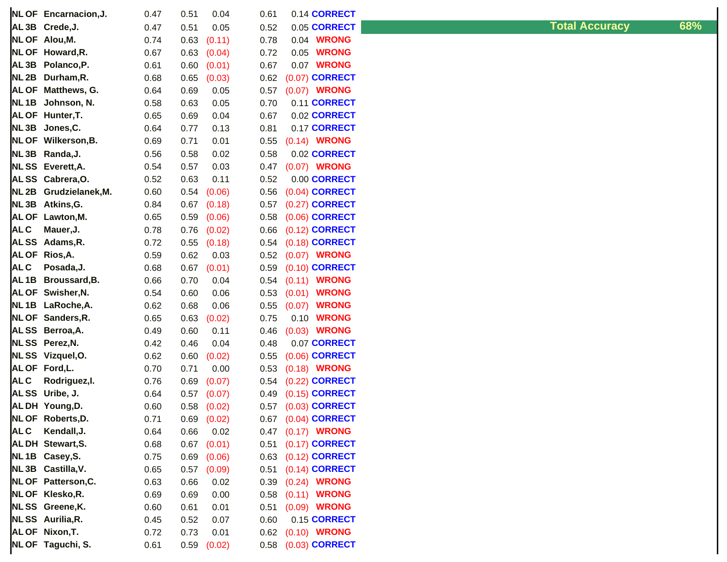| | | | | | | | |
|---|---|---|---|---|---|---|---|
| NL OF | Encarnacion,J. | 0.47 | 0.51 | 0.04 | 0.61 | 0.14 | CORRECT |
| AL 3B | Crede,J. | 0.47 | 0.51 | 0.05 | 0.52 | 0.05 | CORRECT |
| NL OF | Alou,M. | 0.74 | 0.63 | (0.11) | 0.78 | 0.04 | WRONG |
| NL OF | Howard,R. | 0.67 | 0.63 | (0.04) | 0.72 | 0.05 | WRONG |
| AL 3B | Polanco,P. | 0.61 | 0.60 | (0.01) | 0.67 | 0.07 | WRONG |
| NL 2B | Durham,R. | 0.68 | 0.65 | (0.03) | 0.62 | (0.07) | CORRECT |
| AL OF | Matthews, G. | 0.64 | 0.69 | 0.05 | 0.57 | (0.07) | WRONG |
| NL 1B | Johnson, N. | 0.58 | 0.63 | 0.05 | 0.70 | 0.11 | CORRECT |
| AL OF | Hunter,T. | 0.65 | 0.69 | 0.04 | 0.67 | 0.02 | CORRECT |
| NL 3B | Jones,C. | 0.64 | 0.77 | 0.13 | 0.81 | 0.17 | CORRECT |
| NL OF | Wilkerson,B. | 0.69 | 0.71 | 0.01 | 0.55 | (0.14) | WRONG |
| NL 3B | Randa,J. | 0.56 | 0.58 | 0.02 | 0.58 | 0.02 | CORRECT |
| NL SS | Everett,A. | 0.54 | 0.57 | 0.03 | 0.47 | (0.07) | WRONG |
| AL SS | Cabrera,O. | 0.52 | 0.63 | 0.11 | 0.52 | 0.00 | CORRECT |
| NL 2B | Grudzielanek,M. | 0.60 | 0.54 | (0.06) | 0.56 | (0.04) | CORRECT |
| NL 3B | Atkins,G. | 0.84 | 0.67 | (0.18) | 0.57 | (0.27) | CORRECT |
| AL OF | Lawton,M. | 0.65 | 0.59 | (0.06) | 0.58 | (0.06) | CORRECT |
| AL C | Mauer,J. | 0.78 | 0.76 | (0.02) | 0.66 | (0.12) | CORRECT |
| AL SS | Adams,R. | 0.72 | 0.55 | (0.18) | 0.54 | (0.18) | CORRECT |
| AL OF | Rios,A. | 0.59 | 0.62 | 0.03 | 0.52 | (0.07) | WRONG |
| AL C | Posada,J. | 0.68 | 0.67 | (0.01) | 0.59 | (0.10) | CORRECT |
| AL 1B | Broussard,B. | 0.66 | 0.70 | 0.04 | 0.54 | (0.11) | WRONG |
| AL OF | Swisher,N. | 0.54 | 0.60 | 0.06 | 0.53 | (0.01) | WRONG |
| NL 1B | LaRoche,A. | 0.62 | 0.68 | 0.06 | 0.55 | (0.07) | WRONG |
| NL OF | Sanders,R. | 0.65 | 0.63 | (0.02) | 0.75 | 0.10 | WRONG |
| AL SS | Berroa,A. | 0.49 | 0.60 | 0.11 | 0.46 | (0.03) | WRONG |
| NL SS | Perez,N. | 0.42 | 0.46 | 0.04 | 0.48 | 0.07 | CORRECT |
| NL SS | Vizquel,O. | 0.62 | 0.60 | (0.02) | 0.55 | (0.06) | CORRECT |
| AL OF | Ford,L. | 0.70 | 0.71 | 0.00 | 0.53 | (0.18) | WRONG |
| AL C | Rodriguez,I. | 0.76 | 0.69 | (0.07) | 0.54 | (0.22) | CORRECT |
| AL SS | Uribe, J. | 0.64 | 0.57 | (0.07) | 0.49 | (0.15) | CORRECT |
| AL DH | Young,D. | 0.60 | 0.58 | (0.02) | 0.57 | (0.03) | CORRECT |
| NL OF | Roberts,D. | 0.71 | 0.69 | (0.02) | 0.67 | (0.04) | CORRECT |
| AL C | Kendall,J. | 0.64 | 0.66 | 0.02 | 0.47 | (0.17) | WRONG |
| AL DH | Stewart,S. | 0.68 | 0.67 | (0.01) | 0.51 | (0.17) | CORRECT |
| NL 1B | Casey,S. | 0.75 | 0.69 | (0.06) | 0.63 | (0.12) | CORRECT |
| NL 3B | Castilla,V. | 0.65 | 0.57 | (0.09) | 0.51 | (0.14) | CORRECT |
| NL OF | Patterson,C. | 0.63 | 0.66 | 0.02 | 0.39 | (0.24) | WRONG |
| NL OF | Klesko,R. | 0.69 | 0.69 | 0.00 | 0.58 | (0.11) | WRONG |
| NL SS | Greene,K. | 0.60 | 0.61 | 0.01 | 0.51 | (0.09) | WRONG |
| NL SS | Aurilia,R. | 0.45 | 0.52 | 0.07 | 0.60 | 0.15 | CORRECT |
| AL OF | Nixon,T. | 0.72 | 0.73 | 0.01 | 0.62 | (0.10) | WRONG |
| NL OF | Taguchi, S. | 0.61 | 0.59 | (0.02) | 0.58 | (0.03) | CORRECT |

**Total Accuracy** 68%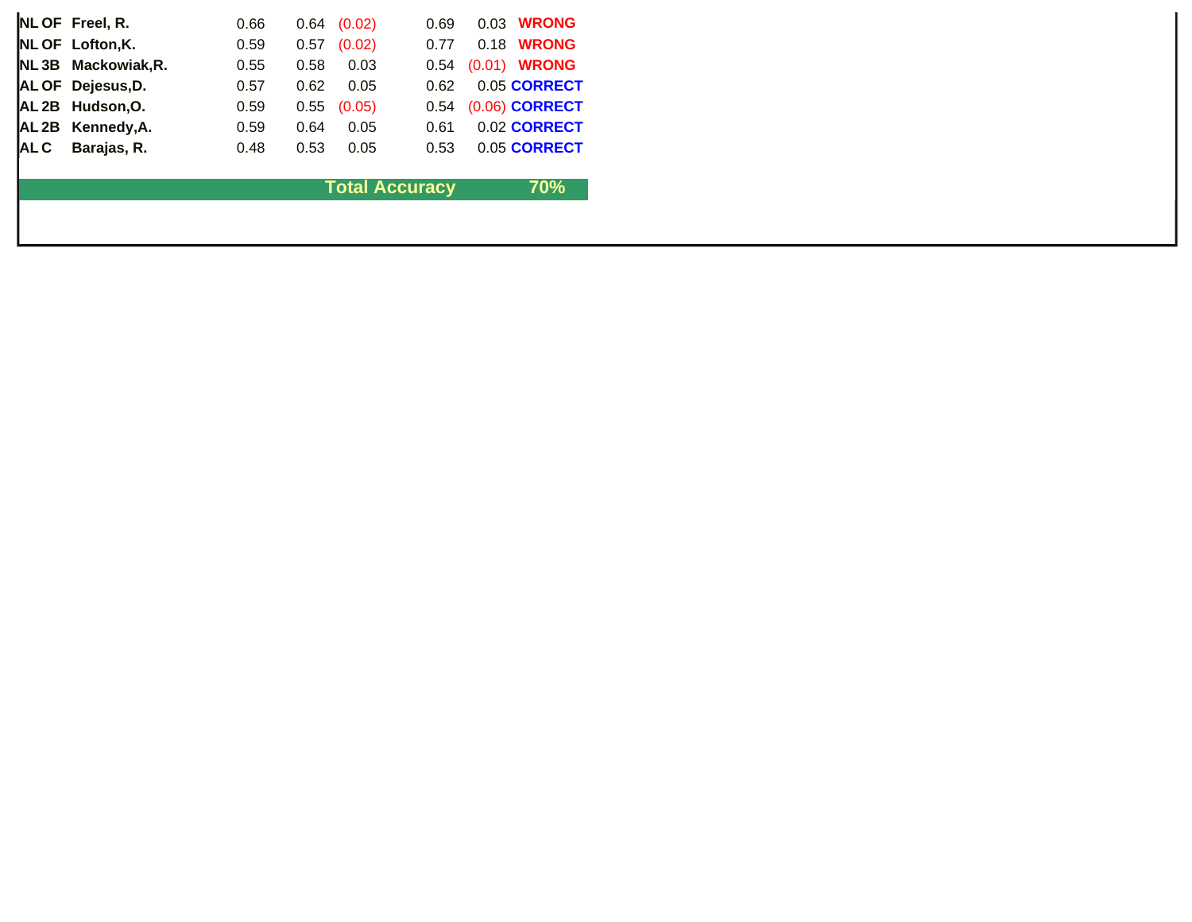| | | | | | | | |
|---|---|---|---|---|---|---|---|
| NL OF | Freel, R. | 0.66 | 0.64 | (0.02) | 0.69 | 0.03 | WRONG |
| NL OF | Lofton,K. | 0.59 | 0.57 | (0.02) | 0.77 | 0.18 | WRONG |
| NL 3B | Mackowiak,R. | 0.55 | 0.58 | 0.03 | 0.54 | (0.01) | WRONG |
| AL OF | Dejesus,D. | 0.57 | 0.62 | 0.05 | 0.62 | 0.05 | CORRECT |
| AL 2B | Hudson,O. | 0.59 | 0.55 | (0.05) | 0.54 | (0.06) | CORRECT |
| AL 2B | Kennedy,A. | 0.59 | 0.64 | 0.05 | 0.61 | 0.02 | CORRECT |
| AL C | Barajas, R. | 0.48 | 0.53 | 0.05 | 0.53 | 0.05 | CORRECT |

**Total Accuracy 70%**